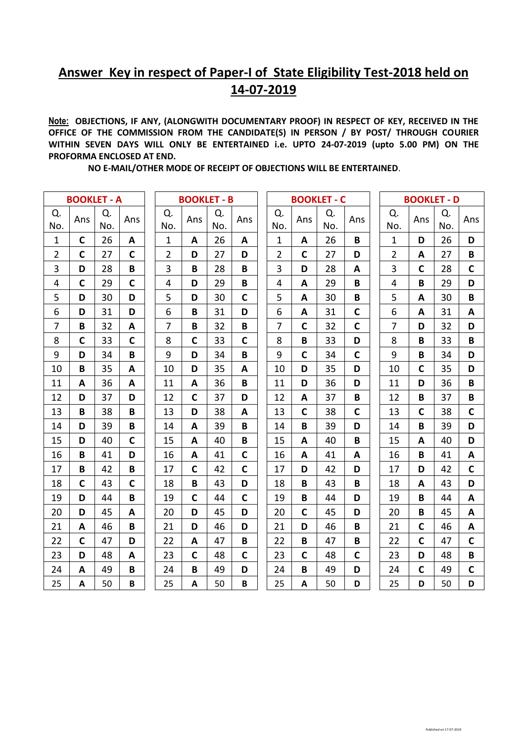# Answer Key in respect of Paper-I of State Eligibility Test-2018 held on 14-07-2019

**Note: OBJECTIONS, IF ANY, (ALONGWITH DOCUMENTARY PROOF) IN RESPECT OF KEY, RECEIVED IN THE OFFICE OF THE COMMISSION FROM THE CANDIDATE(S) IN PERSON / BY POST/ THROUGH COURIER WITHIN SEVEN DAYS WILL ONLY BE ENTERTAINED i.e. UPTO 24-07-2019 (upto 5.00 PM) ON THE PROFORMA ENCLOSED AT END.**

**NO E-MAIL/OTHER MODE OF RECEIPT OF OBJECTIONS WILL BE ENTERTAINED.**

| BOOKLET - A | | | | BOOKLET - B | | | | BOOKLET - C | | | | BOOKLET - D | | | |
|---|---|---|---|---|---|---|---|---|---|---|---|---|---|---|---|
| Q. No. | Ans | Q. No. | Ans | Q. No. | Ans | Q. No. | Ans | Q. No. | Ans | Q. No. | Ans | Q. No. | Ans | Q. No. | Ans |
| 1 | C | 26 | A | 1 | A | 26 | A | 1 | A | 26 | B | 1 | D | 26 | D |
| 2 | C | 27 | C | 2 | D | 27 | D | 2 | C | 27 | D | 2 | A | 27 | B |
| 3 | D | 28 | B | 3 | B | 28 | B | 3 | D | 28 | A | 3 | C | 28 | C |
| 4 | C | 29 | C | 4 | D | 29 | B | 4 | A | 29 | B | 4 | B | 29 | D |
| 5 | D | 30 | D | 5 | D | 30 | C | 5 | A | 30 | B | 5 | A | 30 | B |
| 6 | D | 31 | D | 6 | B | 31 | D | 6 | A | 31 | C | 6 | A | 31 | A |
| 7 | B | 32 | A | 7 | B | 32 | B | 7 | C | 32 | C | 7 | D | 32 | D |
| 8 | C | 33 | C | 8 | C | 33 | C | 8 | B | 33 | D | 8 | B | 33 | B |
| 9 | D | 34 | B | 9 | D | 34 | B | 9 | C | 34 | C | 9 | B | 34 | D |
| 10 | B | 35 | A | 10 | D | 35 | A | 10 | D | 35 | D | 10 | C | 35 | D |
| 11 | A | 36 | A | 11 | A | 36 | B | 11 | D | 36 | D | 11 | D | 36 | B |
| 12 | D | 37 | D | 12 | C | 37 | D | 12 | A | 37 | B | 12 | B | 37 | B |
| 13 | B | 38 | B | 13 | D | 38 | A | 13 | C | 38 | C | 13 | C | 38 | C |
| 14 | D | 39 | B | 14 | A | 39 | B | 14 | B | 39 | D | 14 | B | 39 | D |
| 15 | D | 40 | C | 15 | A | 40 | B | 15 | A | 40 | B | 15 | A | 40 | D |
| 16 | B | 41 | D | 16 | A | 41 | C | 16 | A | 41 | A | 16 | B | 41 | A |
| 17 | B | 42 | B | 17 | C | 42 | C | 17 | D | 42 | D | 17 | D | 42 | C |
| 18 | C | 43 | C | 18 | B | 43 | D | 18 | B | 43 | B | 18 | A | 43 | D |
| 19 | D | 44 | B | 19 | C | 44 | C | 19 | B | 44 | D | 19 | B | 44 | A |
| 20 | D | 45 | A | 20 | D | 45 | D | 20 | C | 45 | D | 20 | B | 45 | A |
| 21 | A | 46 | B | 21 | D | 46 | D | 21 | D | 46 | B | 21 | C | 46 | A |
| 22 | C | 47 | D | 22 | A | 47 | B | 22 | B | 47 | B | 22 | C | 47 | C |
| 23 | D | 48 | A | 23 | C | 48 | C | 23 | C | 48 | C | 23 | D | 48 | B |
| 24 | A | 49 | B | 24 | B | 49 | D | 24 | B | 49 | D | 24 | C | 49 | C |
| 25 | A | 50 | B | 25 | A | 50 | B | 25 | A | 50 | D | 25 | D | 50 | D |

Published on 17-07-2019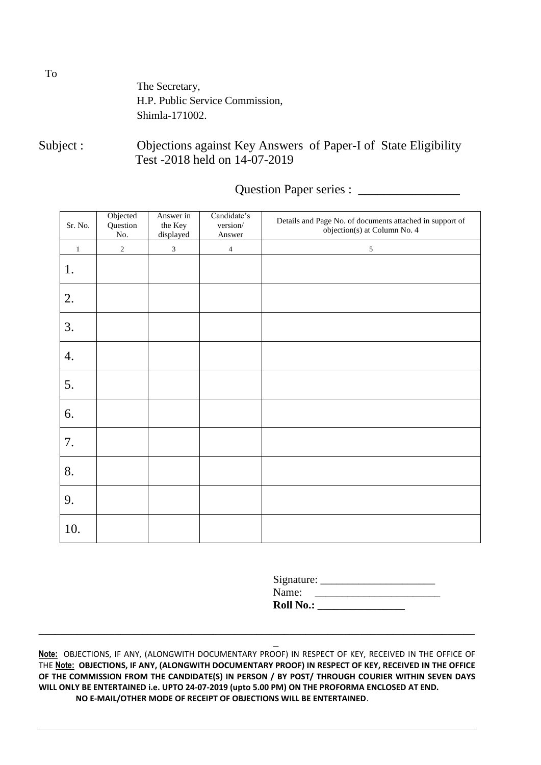To

The Secretary,
H.P. Public Service Commission,
Shimla-171002.

Subject : Objections against Key Answers of Paper-I of State Eligibility Test -2018 held on 14-07-2019

Question Paper series : ________________

| Sr. No. | Objected Question No. | Answer in the Key displayed | Candidate's version/ Answer | Details and Page No. of documents attached in support of objection(s) at Column No. 4 |
|---|---|---|---|---|
| 1 | 2 | 3 | 4 | 5 |
| 1. | | | | |
| 2. | | | | |
| 3. | | | | |
| 4. | | | | |
| 5. | | | | |
| 6. | | | | |
| 7. | | | | |
| 8. | | | | |
| 9. | | | | |
| 10. | | | | |

Signature: ______________________
Name: ________________________
**Roll No.: ________________**

---

**Note:** OBJECTIONS, IF ANY, (ALONGWITH DOCUMENTARY PROOF) IN RESPECT OF KEY, RECEIVED IN THE OFFICE OF THE **Note: OBJECTIONS, IF ANY, (ALONGWITH DOCUMENTARY PROOF) IN RESPECT OF KEY, RECEIVED IN THE OFFICE OF THE COMMISSION FROM THE CANDIDATE(S) IN PERSON / BY POST/ THROUGH COURIER WITHIN SEVEN DAYS WILL ONLY BE ENTERTAINED i.e. UPTO 24-07-2019 (upto 5.00 PM) ON THE PROFORMA ENCLOSED AT END.**

**NO E-MAIL/OTHER MODE OF RECEIPT OF OBJECTIONS WILL BE ENTERTAINED**.